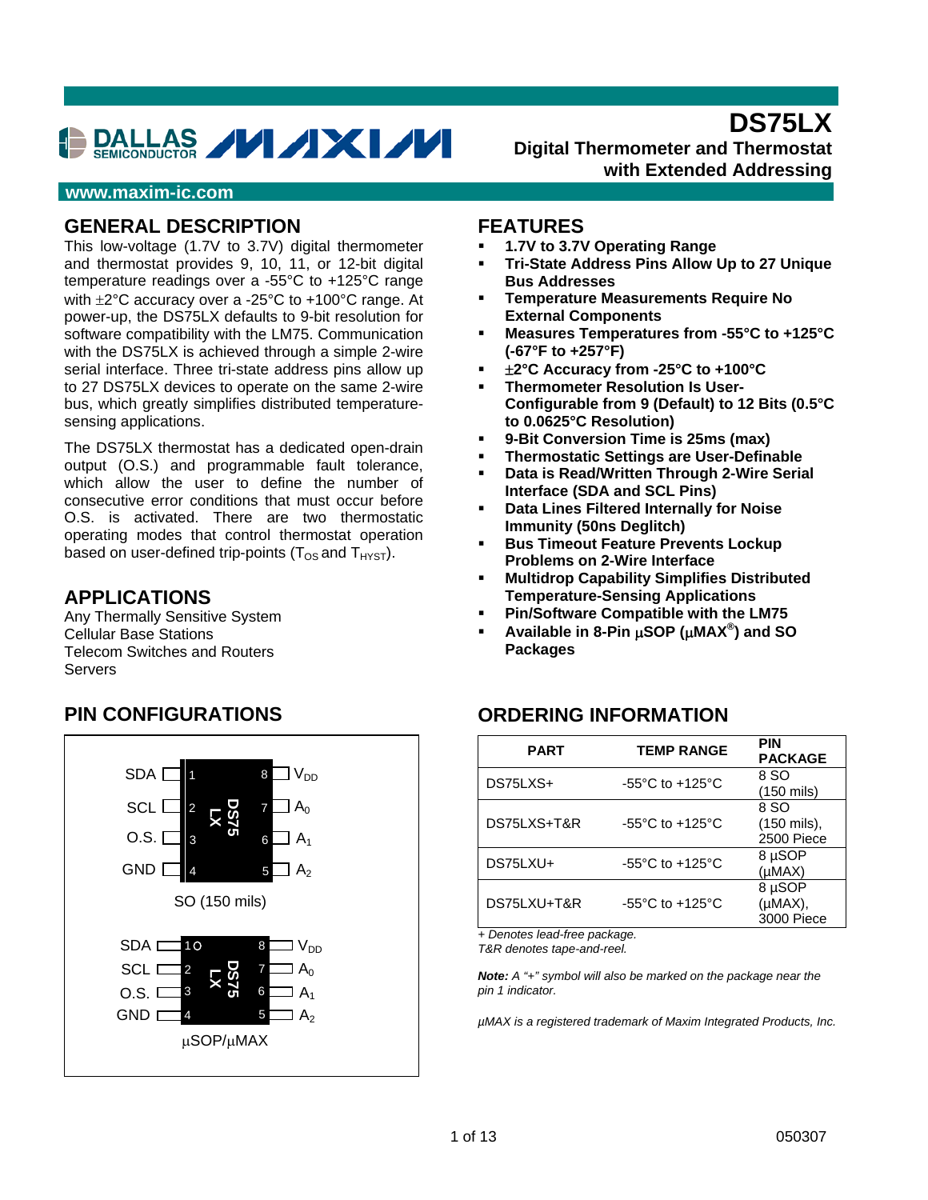# DS75LX

## Digital Thermometer and Thermostat with Extended Addressing

www.maxim-ic.com

## GENERAL DESCRIPTION

This low-voltage (1.7V to 3.7V) digital thermometer and thermostat provides 9, 10, 11, or 12-bit digital temperature readings over a -55°C to +125°C range with ±2°C accuracy over a -25°C to +100°C range. At power-up, the DS75LX defaults to 9-bit resolution for software compatibility with the LM75. Communication with the DS75LX is achieved through a simple 2-wire serial interface. Three tri-state address pins allow up to 27 DS75LX devices to operate on the same 2-wire bus, which greatly simplifies distributed temperature-sensing applications.

The DS75LX thermostat has a dedicated open-drain output (O.S.) and programmable fault tolerance, which allow the user to define the number of consecutive error conditions that must occur before O.S. is activated. There are two thermostatic operating modes that control thermostat operation based on user-defined trip-points ($T_{OS}$ and $T_{HYST}$).

## APPLICATIONS

Any Thermally Sensitive System
Cellular Base Stations
Telecom Switches and Routers
Servers

## FEATURES

- **1.7V to 3.7V Operating Range**
- **Tri-State Address Pins Allow Up to 27 Unique Bus Addresses**
- **Temperature Measurements Require No External Components**
- **Measures Temperatures from -55°C to +125°C (-67°F to +257°F)**
- **±2°C Accuracy from -25°C to +100°C**
- **Thermometer Resolution Is User-Configurable from 9 (Default) to 12 Bits (0.5°C to 0.0625°C Resolution)**
- **9-Bit Conversion Time is 25ms (max)**
- **Thermostatic Settings are User-Definable**
- **Data is Read/Written Through 2-Wire Serial Interface (SDA and SCL Pins)**
- **Data Lines Filtered Internally for Noise Immunity (50ns Deglitch)**
- **Bus Timeout Feature Prevents Lockup Problems on 2-Wire Interface**
- **Multidrop Capability Simplifies Distributed Temperature-Sensing Applications**
- **Pin/Software Compatible with the LM75**
- **Available in 8-Pin µSOP (µMAX®) and SO Packages**

## PIN CONFIGURATIONS

| Pin | Name | Pin | Name |
|---|---|---|---|
| 1 | SDA | 8 | $V_{DD}$ |
| 2 | SCL | 7 | $A_0$ |
| 3 | O.S. | 6 | $A_1$ |
| 4 | GND | 5 | $A_2$ |

SO (150 mils)

| Pin | Name | Pin | Name |
|---|---|---|---|
| 1 | SDA | 8 | $V_{DD}$ |
| 2 | SCL | 7 | $A_0$ |
| 3 | O.S. | 6 | $A_1$ |
| 4 | GND | 5 | $A_2$ |

µSOP/µMAX

## ORDERING INFORMATION

| PART | TEMP RANGE | PIN PACKAGE |
|---|---|---|
| DS75LXS+ | -55°C to +125°C | 8 SO (150 mils) |
| DS75LXS+T&R | -55°C to +125°C | 8 SO (150 mils), 2500 Piece |
| DS75LXU+ | -55°C to +125°C | 8 µSOP (µMAX) |
| DS75LXU+T&R | -55°C to +125°C | 8 µSOP (µMAX), 3000 Piece |

*+ Denotes lead-free package.*
*T&R denotes tape-and-reel.*

***Note:*** *A "+" symbol will also be marked on the package near the pin 1 indicator.*

*µMAX is a registered trademark of Maxim Integrated Products, Inc.*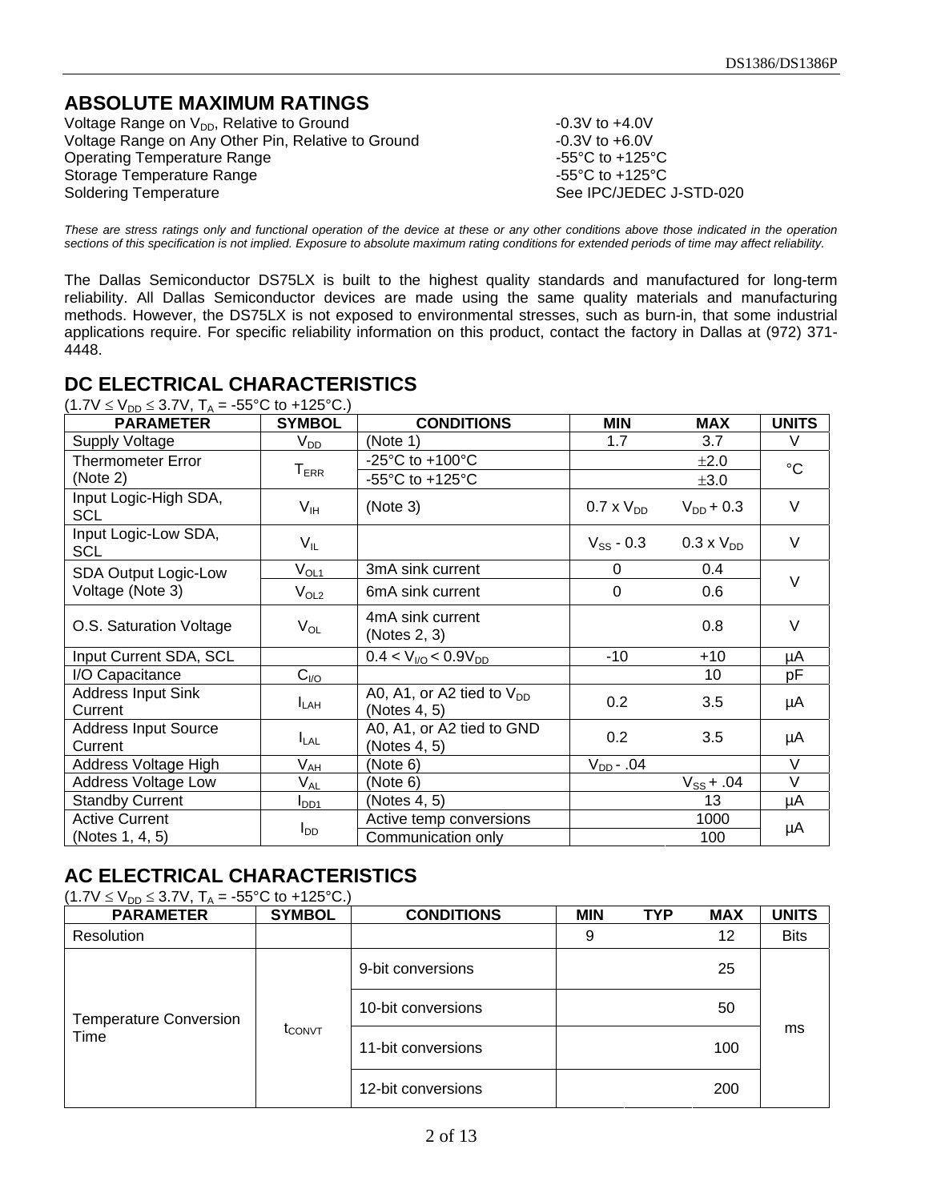## ABSOLUTE MAXIMUM RATINGS

| | |
|---|---|
| Voltage Range on $V_{DD}$, Relative to Ground | -0.3V to +4.0V |
| Voltage Range on Any Other Pin, Relative to Ground | -0.3V to +6.0V |
| Operating Temperature Range | -55°C to +125°C |
| Storage Temperature Range | -55°C to +125°C |
| Soldering Temperature | See IPC/JEDEC J-STD-020 |

*These are stress ratings only and functional operation of the device at these or any other conditions above those indicated in the operation sections of this specification is not implied. Exposure to absolute maximum rating conditions for extended periods of time may affect reliability.*

The Dallas Semiconductor DS75LX is built to the highest quality standards and manufactured for long-term reliability. All Dallas Semiconductor devices are made using the same quality materials and manufacturing methods. However, the DS75LX is not exposed to environmental stresses, such as burn-in, that some industrial applications require. For specific reliability information on this product, contact the factory in Dallas at (972) 371-4448.

## DC ELECTRICAL CHARACTERISTICS

($1.7V \leq V_{DD} \leq 3.7V$, $T_A$ = -55°C to +125°C.)

| PARAMETER | SYMBOL | CONDITIONS | MIN | MAX | UNITS |
|---|---|---|---|---|---|
| Supply Voltage | $V_{DD}$ | (Note 1) | 1.7 | 3.7 | V |
| Thermometer Error (Note 2) | $T_{ERR}$ | -25°C to +100°C | | ±2.0 | °C |
| | | -55°C to +125°C | | ±3.0 | |
| Input Logic-High SDA, SCL | $V_{IH}$ | (Note 3) | 0.7 x $V_{DD}$ | $V_{DD}$ + 0.3 | V |
| Input Logic-Low SDA, SCL | $V_{IL}$ | | $V_{SS}$ - 0.3 | 0.3 x $V_{DD}$ | V |
| SDA Output Logic-Low Voltage (Note 3) | $V_{OL1}$ | 3mA sink current | 0 | 0.4 | V |
| | $V_{OL2}$ | 6mA sink current | 0 | 0.6 | |
| O.S. Saturation Voltage | $V_{OL}$ | 4mA sink current (Notes 2, 3) | | 0.8 | V |
| Input Current SDA, SCL | | $0.4 < V_{I/O} < 0.9V_{DD}$ | -10 | +10 | µA |
| I/O Capacitance | $C_{I/O}$ | | | 10 | pF |
| Address Input Sink Current | $I_{LAH}$ | A0, A1, or A2 tied to $V_{DD}$ (Notes 4, 5) | 0.2 | 3.5 | µA |
| Address Input Source Current | $I_{LAL}$ | A0, A1, or A2 tied to GND (Notes 4, 5) | 0.2 | 3.5 | µA |
| Address Voltage High | $V_{AH}$ | (Note 6) | $V_{DD}$ - .04 | | V |
| Address Voltage Low | $V_{AL}$ | (Note 6) | | $V_{SS}$ + .04 | V |
| Standby Current | $I_{DD1}$ | (Notes 4, 5) | | 13 | µA |
| Active Current (Notes 1, 4, 5) | $I_{DD}$ | Active temp conversions | | 1000 | µA |
| | | Communication only | | 100 | |

## AC ELECTRICAL CHARACTERISTICS

($1.7V \leq V_{DD} \leq 3.7V$, $T_A$ = -55°C to +125°C.)

| PARAMETER | SYMBOL | CONDITIONS | MIN | TYP | MAX | UNITS |
|---|---|---|---|---|---|---|
| Resolution | | | 9 | | 12 | Bits |
| Temperature Conversion Time | $t_{CONVT}$ | 9-bit conversions | | | 25 | ms |
| | | 10-bit conversions | | | 50 | |
| | | 11-bit conversions | | | 100 | |
| | | 12-bit conversions | | | 200 | |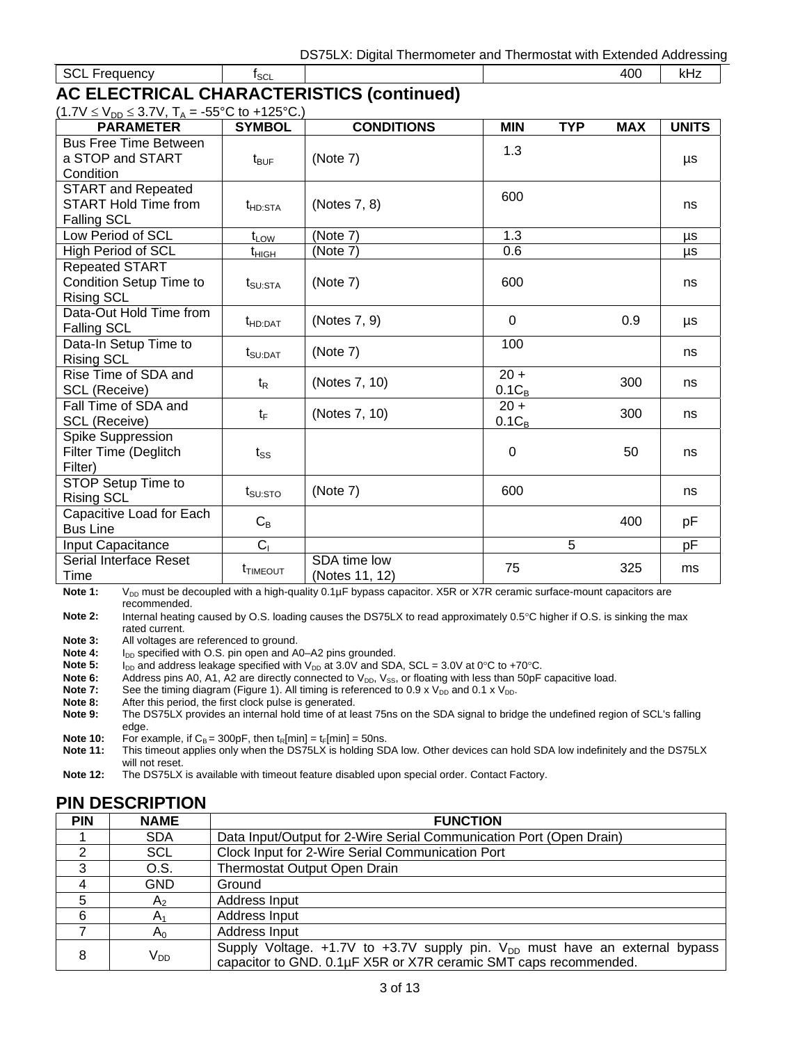| SCL Frequency | $f_{SCL}$ | | | | 400 | kHz |
|---|---|---|---|---|---|---|

## AC ELECTRICAL CHARACTERISTICS (continued)

($1.7V \leq V_{DD} \leq 3.7V$, $T_A$ = -55°C to +125°C.)

| PARAMETER | SYMBOL | CONDITIONS | MIN | TYP | MAX | UNITS |
|---|---|---|---|---|---|---|
| Bus Free Time Between a STOP and START Condition | $t_{BUF}$ | (Note 7) | 1.3 | | | µs |
| START and Repeated START Hold Time from Falling SCL | $t_{HD:STA}$ | (Notes 7, 8) | 600 | | | ns |
| Low Period of SCL | $t_{LOW}$ | (Note 7) | 1.3 | | | µs |
| High Period of SCL | $t_{HIGH}$ | (Note 7) | 0.6 | | | µs |
| Repeated START Condition Setup Time to Rising SCL | $t_{SU:STA}$ | (Note 7) | 600 | | | ns |
| Data-Out Hold Time from Falling SCL | $t_{HD:DAT}$ | (Notes 7, 9) | 0 | | 0.9 | µs |
| Data-In Setup Time to Rising SCL | $t_{SU:DAT}$ | (Note 7) | 100 | | | ns |
| Rise Time of SDA and SCL (Receive) | $t_R$ | (Notes 7, 10) | $20 + 0.1C_B$ | | 300 | ns |
| Fall Time of SDA and SCL (Receive) | $t_F$ | (Notes 7, 10) | $20 + 0.1C_B$ | | 300 | ns |
| Spike Suppression Filter Time (Deglitch Filter) | $t_{SS}$ | | 0 | | 50 | ns |
| STOP Setup Time to Rising SCL | $t_{SU:STO}$ | (Note 7) | 600 | | | ns |
| Capacitive Load for Each Bus Line | $C_B$ | | | | 400 | pF |
| Input Capacitance | $C_I$ | | | 5 | | pF |
| Serial Interface Reset Time | $t_{TIMEOUT}$ | SDA time low (Notes 11, 12) | 75 | | 325 | ms |

**Note 1:** $V_{DD}$ must be decoupled with a high-quality 0.1µF bypass capacitor. X5R or X7R ceramic surface-mount capacitors are recommended.

**Note 2:** Internal heating caused by O.S. loading causes the DS75LX to read approximately 0.5°C higher if O.S. is sinking the max rated current.

**Note 3:** All voltages are referenced to ground.

**Note 4:** $I_{DD}$ specified with O.S. pin open and A0–A2 pins grounded.

**Note 5:** $I_{DD}$ and address leakage specified with $V_{DD}$ at 3.0V and SDA, SCL = 3.0V at 0°C to +70°C.

**Note 6:** Address pins A0, A1, A2 are directly connected to $V_{DD}$, $V_{SS}$, or floating with less than 50pF capacitive load.

**Note 7:** See the timing diagram (Figure 1). All timing is referenced to 0.9 x $V_{DD}$ and 0.1 x $V_{DD}$.

**Note 8:** After this period, the first clock pulse is generated.

**Note 9:** The DS75LX provides an internal hold time of at least 75ns on the SDA signal to bridge the undefined region of SCL's falling edge.

**Note 10:** For example, if $C_B$ = 300pF, then $t_R[min] = t_F[min]$ = 50ns.

**Note 11:** This timeout applies only when the DS75LX is holding SDA low. Other devices can hold SDA low indefinitely and the DS75LX will not reset.

**Note 12:** The DS75LX is available with timeout feature disabled upon special order. Contact Factory.

## PIN DESCRIPTION

| PIN | NAME | FUNCTION |
|---|---|---|
| 1 | SDA | Data Input/Output for 2-Wire Serial Communication Port (Open Drain) |
| 2 | SCL | Clock Input for 2-Wire Serial Communication Port |
| 3 | O.S. | Thermostat Output Open Drain |
| 4 | GND | Ground |
| 5 | $A_2$ | Address Input |
| 6 | $A_1$ | Address Input |
| 7 | $A_0$ | Address Input |
| 8 | $V_{DD}$ | Supply Voltage. +1.7V to +3.7V supply pin. $V_{DD}$ must have an external bypass capacitor to GND. 0.1µF X5R or X7R ceramic SMT caps recommended. |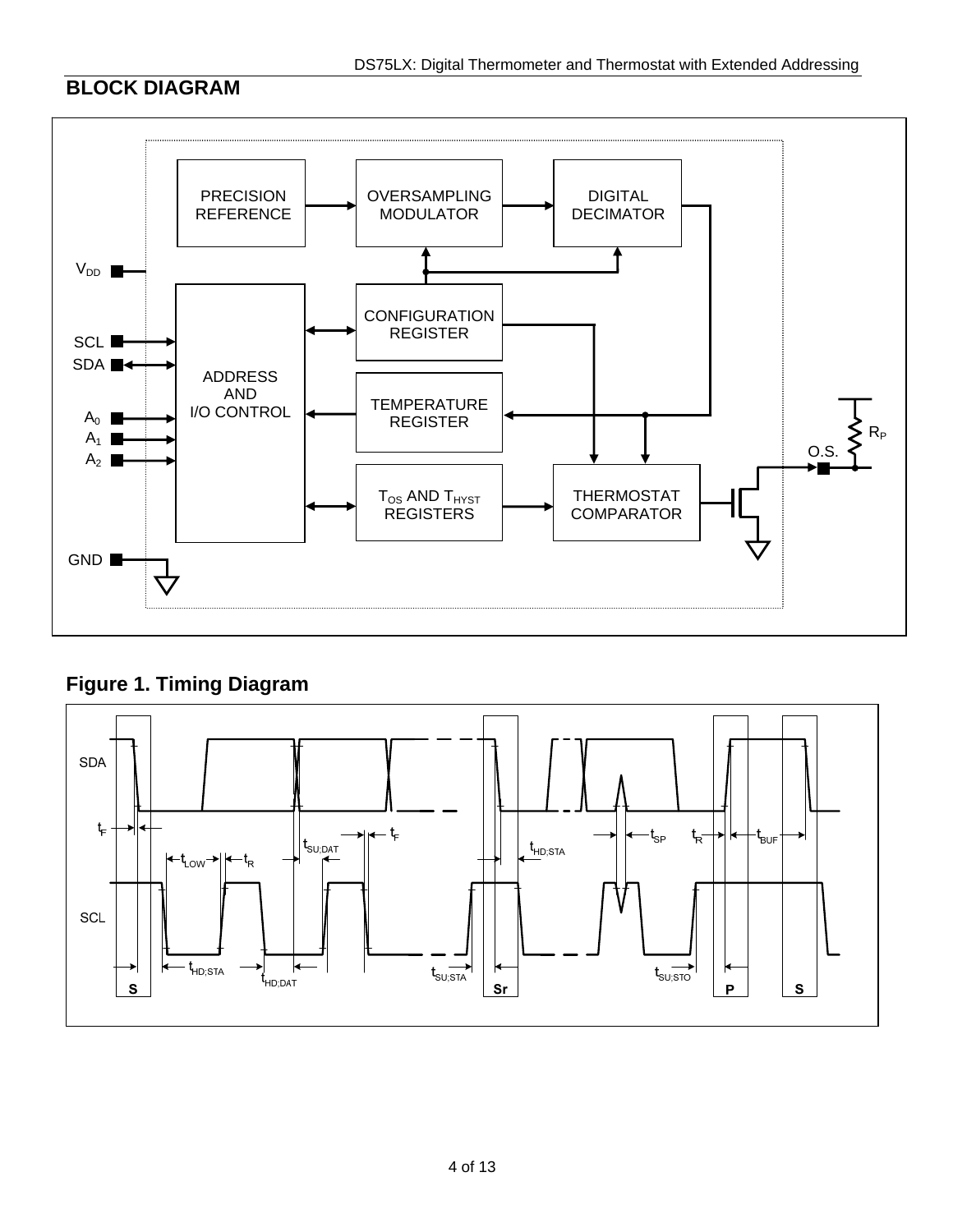## BLOCK DIAGRAM

## Figure 1. Timing Diagram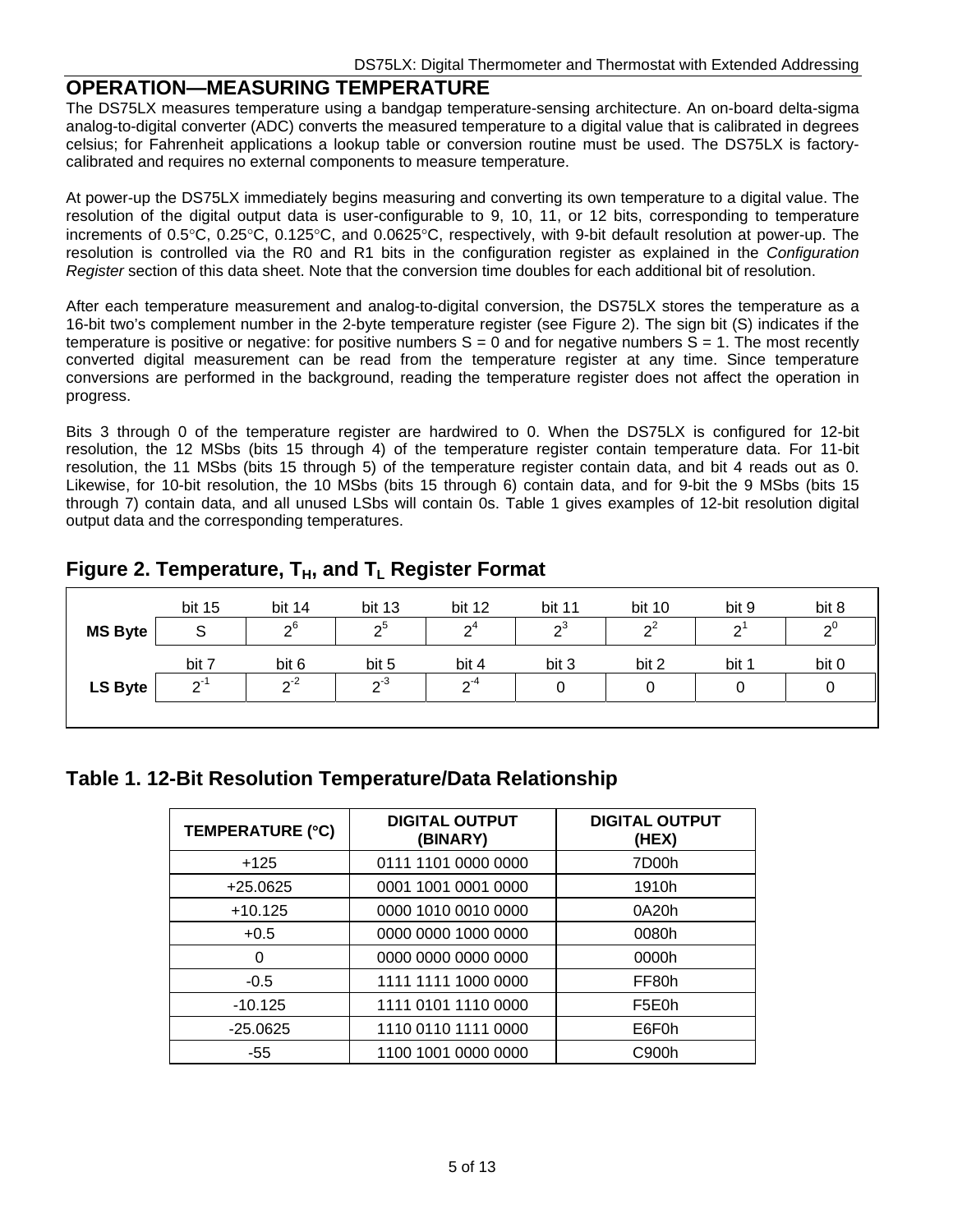## OPERATION—MEASURING TEMPERATURE

The DS75LX measures temperature using a bandgap temperature-sensing architecture. An on-board delta-sigma analog-to-digital converter (ADC) converts the measured temperature to a digital value that is calibrated in degrees celsius; for Fahrenheit applications a lookup table or conversion routine must be used. The DS75LX is factory-calibrated and requires no external components to measure temperature.

At power-up the DS75LX immediately begins measuring and converting its own temperature to a digital value. The resolution of the digital output data is user-configurable to 9, 10, 11, or 12 bits, corresponding to temperature increments of 0.5°C, 0.25°C, 0.125°C, and 0.0625°C, respectively, with 9-bit default resolution at power-up. The resolution is controlled via the R0 and R1 bits in the configuration register as explained in the *Configuration Register* section of this data sheet. Note that the conversion time doubles for each additional bit of resolution.

After each temperature measurement and analog-to-digital conversion, the DS75LX stores the temperature as a 16-bit two's complement number in the 2-byte temperature register (see Figure 2). The sign bit (S) indicates if the temperature is positive or negative: for positive numbers S = 0 and for negative numbers S = 1. The most recently converted digital measurement can be read from the temperature register at any time. Since temperature conversions are performed in the background, reading the temperature register does not affect the operation in progress.

Bits 3 through 0 of the temperature register are hardwired to 0. When the DS75LX is configured for 12-bit resolution, the 12 MSbs (bits 15 through 4) of the temperature register contain temperature data. For 11-bit resolution, the 11 MSbs (bits 15 through 5) of the temperature register contain data, and bit 4 reads out as 0. Likewise, for 10-bit resolution, the 10 MSbs (bits 15 through 6) contain data, and for 9-bit the 9 MSbs (bits 15 through 7) contain data, and all unused LSbs will contain 0s. Table 1 gives examples of 12-bit resolution digital output data and the corresponding temperatures.

### Figure 2. Temperature, $T_H$, and $T_L$ Register Format

| | bit 15 | bit 14 | bit 13 | bit 12 | bit 11 | bit 10 | bit 9 | bit 8 |
|---|---|---|---|---|---|---|---|---|
| **MS Byte** | S | $2^6$ | $2^5$ | $2^4$ | $2^3$ | $2^2$ | $2^1$ | $2^0$ |
| | **bit 7** | **bit 6** | **bit 5** | **bit 4** | **bit 3** | **bit 2** | **bit 1** | **bit 0** |
| **LS Byte** | $2^{-1}$ | $2^{-2}$ | $2^{-3}$ | $2^{-4}$ | 0 | 0 | 0 | 0 |

### Table 1. 12-Bit Resolution Temperature/Data Relationship

| TEMPERATURE (°C) | DIGITAL OUTPUT (BINARY) | DIGITAL OUTPUT (HEX) |
|---|---|---|
| +125 | 0111 1101 0000 0000 | 7D00h |
| +25.0625 | 0001 1001 0001 0000 | 1910h |
| +10.125 | 0000 1010 0010 0000 | 0A20h |
| +0.5 | 0000 0000 1000 0000 | 0080h |
| 0 | 0000 0000 0000 0000 | 0000h |
| -0.5 | 1111 1111 1000 0000 | FF80h |
| -10.125 | 1111 0101 1110 0000 | F5E0h |
| -25.0625 | 1110 0110 1111 0000 | E6F0h |
| -55 | 1100 1001 0000 0000 | C900h |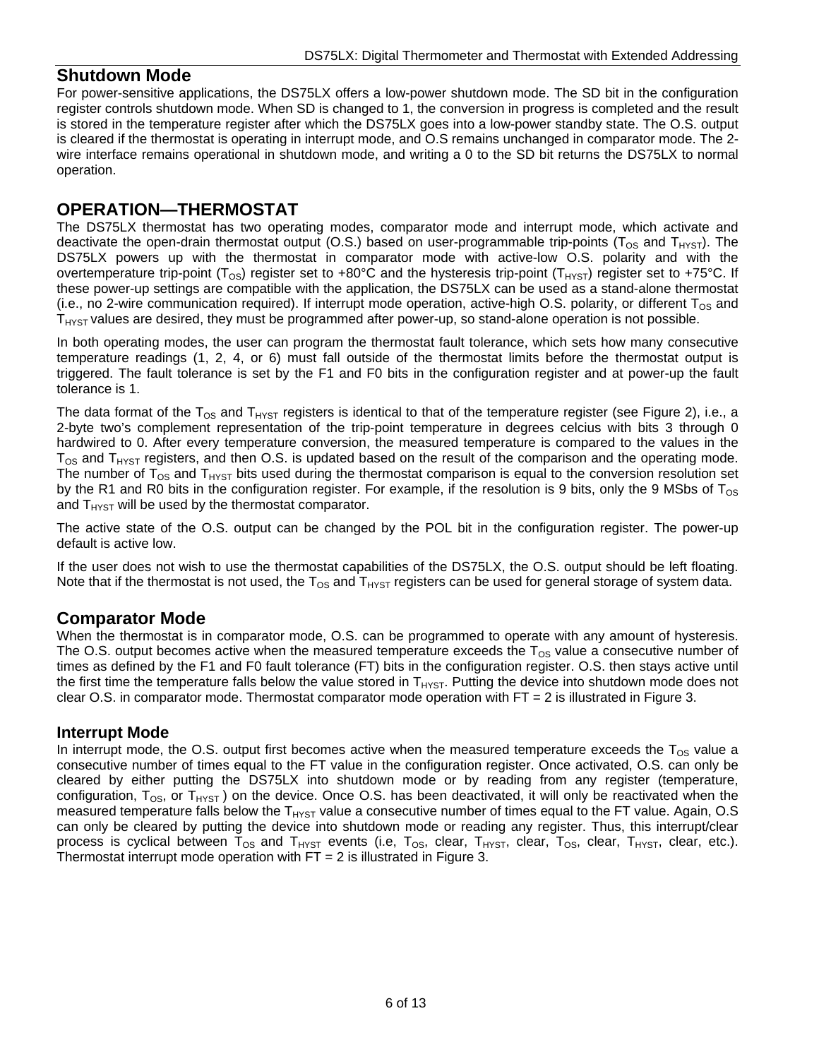## Shutdown Mode

For power-sensitive applications, the DS75LX offers a low-power shutdown mode. The SD bit in the configuration register controls shutdown mode. When SD is changed to 1, the conversion in progress is completed and the result is stored in the temperature register after which the DS75LX goes into a low-power standby state. The O.S. output is cleared if the thermostat is operating in interrupt mode, and O.S remains unchanged in comparator mode. The 2-wire interface remains operational in shutdown mode, and writing a 0 to the SD bit returns the DS75LX to normal operation.

# OPERATION—THERMOSTAT

The DS75LX thermostat has two operating modes, comparator mode and interrupt mode, which activate and deactivate the open-drain thermostat output (O.S.) based on user-programmable trip-points ($T_{OS}$ and $T_{HYST}$). The DS75LX powers up with the thermostat in comparator mode with active-low O.S. polarity and with the overtemperature trip-point ($T_{OS}$) register set to +80°C and the hysteresis trip-point ($T_{HYST}$) register set to +75°C. If these power-up settings are compatible with the application, the DS75LX can be used as a stand-alone thermostat (i.e., no 2-wire communication required). If interrupt mode operation, active-high O.S. polarity, or different $T_{OS}$ and $T_{HYST}$ values are desired, they must be programmed after power-up, so stand-alone operation is not possible.

In both operating modes, the user can program the thermostat fault tolerance, which sets how many consecutive temperature readings (1, 2, 4, or 6) must fall outside of the thermostat limits before the thermostat output is triggered. The fault tolerance is set by the F1 and F0 bits in the configuration register and at power-up the fault tolerance is 1.

The data format of the $T_{OS}$ and $T_{HYST}$ registers is identical to that of the temperature register (see Figure 2), i.e., a 2-byte two's complement representation of the trip-point temperature in degrees celcius with bits 3 through 0 hardwired to 0. After every temperature conversion, the measured temperature is compared to the values in the $T_{OS}$ and $T_{HYST}$ registers, and then O.S. is updated based on the result of the comparison and the operating mode. The number of $T_{OS}$ and $T_{HYST}$ bits used during the thermostat comparison is equal to the conversion resolution set by the R1 and R0 bits in the configuration register. For example, if the resolution is 9 bits, only the 9 MSbs of $T_{OS}$ and $T_{HYST}$ will be used by the thermostat comparator.

The active state of the O.S. output can be changed by the POL bit in the configuration register. The power-up default is active low.

If the user does not wish to use the thermostat capabilities of the DS75LX, the O.S. output should be left floating. Note that if the thermostat is not used, the $T_{OS}$ and $T_{HYST}$ registers can be used for general storage of system data.

## Comparator Mode

When the thermostat is in comparator mode, O.S. can be programmed to operate with any amount of hysteresis. The O.S. output becomes active when the measured temperature exceeds the $T_{OS}$ value a consecutive number of times as defined by the F1 and F0 fault tolerance (FT) bits in the configuration register. O.S. then stays active until the first time the temperature falls below the value stored in $T_{HYST}$. Putting the device into shutdown mode does not clear O.S. in comparator mode. Thermostat comparator mode operation with FT = 2 is illustrated in Figure 3.

### Interrupt Mode

In interrupt mode, the O.S. output first becomes active when the measured temperature exceeds the $T_{OS}$ value a consecutive number of times equal to the FT value in the configuration register. Once activated, O.S. can only be cleared by either putting the DS75LX into shutdown mode or by reading from any register (temperature, configuration, $T_{OS}$, or $T_{HYST}$ ) on the device. Once O.S. has been deactivated, it will only be reactivated when the measured temperature falls below the $T_{HYST}$ value a consecutive number of times equal to the FT value. Again, O.S can only be cleared by putting the device into shutdown mode or reading any register. Thus, this interrupt/clear process is cyclical between $T_{OS}$ and $T_{HYST}$ events (i.e, $T_{OS}$, clear, $T_{HYST}$, clear, $T_{OS}$, clear, $T_{HYST}$, clear, etc.). Thermostat interrupt mode operation with FT = 2 is illustrated in Figure 3.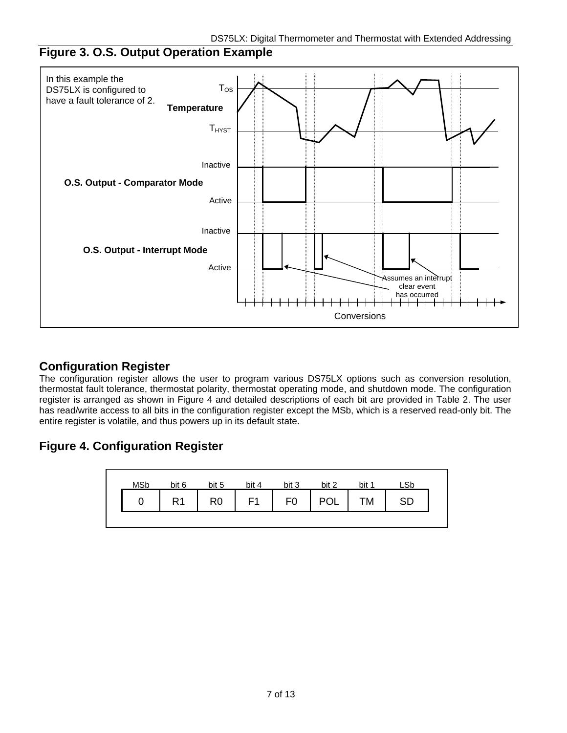## Figure 3. O.S. Output Operation Example

In this example the DS75LX is configured to have a fault tolerance of 2.

$T_{OS}$

**Temperature**

$T_{HYST}$

Inactive

**O.S. Output - Comparator Mode**

Active

Inactive

**O.S. Output - Interrupt Mode**

Active

Assumes an interrupt clear event has occurred

Conversions

## Configuration Register

The configuration register allows the user to program various DS75LX options such as conversion resolution, thermostat fault tolerance, thermostat polarity, thermostat operating mode, and shutdown mode. The configuration register is arranged as shown in Figure 4 and detailed descriptions of each bit are provided in Table 2. The user has read/write access to all bits in the configuration register except the MSb, which is a reserved read-only bit. The entire register is volatile, and thus powers up in its default state.

## Figure 4. Configuration Register

| MSb | bit 6 | bit 5 | bit 4 | bit 3 | bit 2 | bit 1 | LSb |
|---|---|---|---|---|---|---|---|
| 0 | R1 | R0 | F1 | F0 | POL | TM | SD |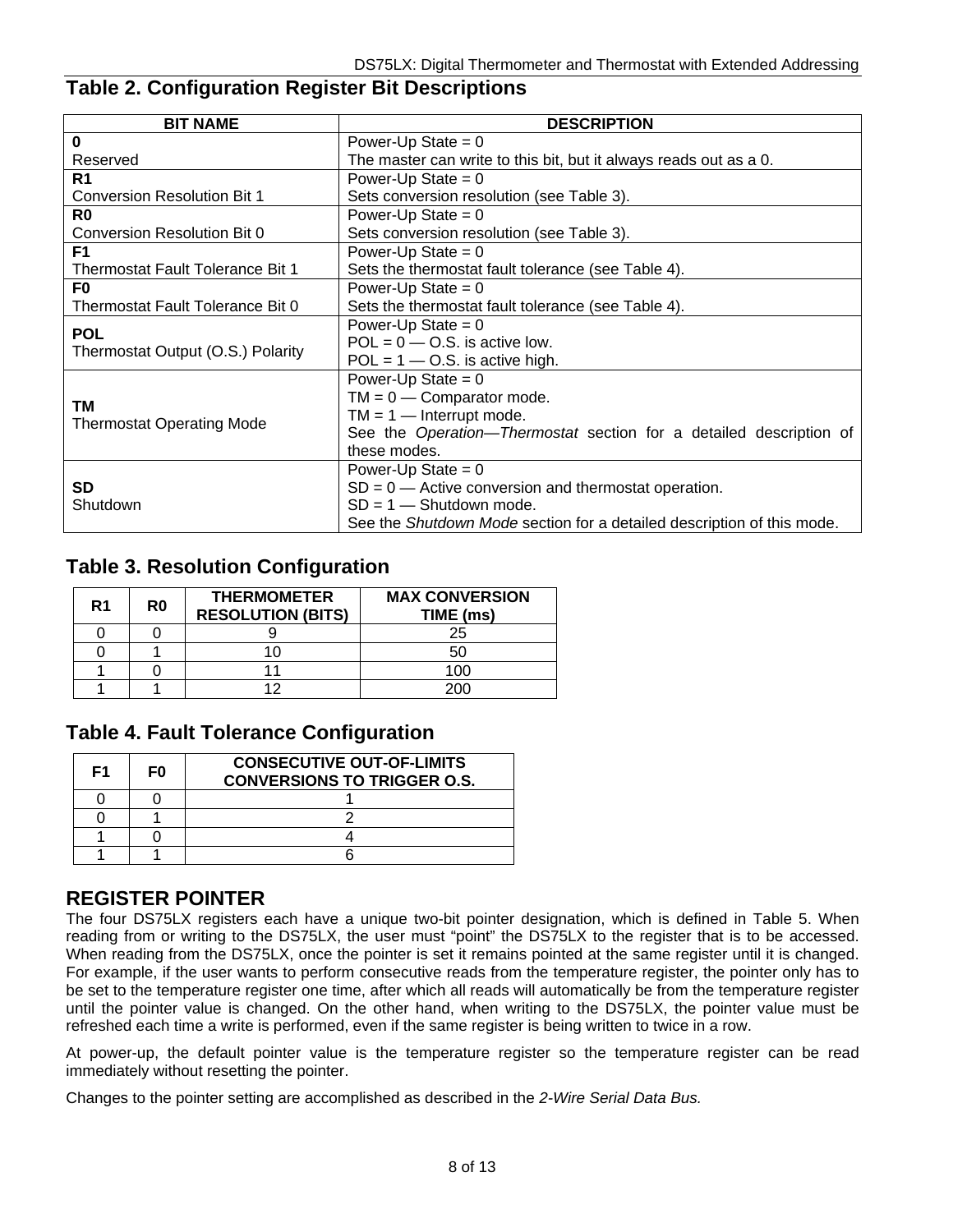## Table 2. Configuration Register Bit Descriptions

| BIT NAME | DESCRIPTION |
|---|---|
| **0**<br>Reserved | Power-Up State = 0<br>The master can write to this bit, but it always reads out as a 0. |
| **R1**<br>Conversion Resolution Bit 1 | Power-Up State = 0<br>Sets conversion resolution (see Table 3). |
| **R0**<br>Conversion Resolution Bit 0 | Power-Up State = 0<br>Sets conversion resolution (see Table 3). |
| **F1**<br>Thermostat Fault Tolerance Bit 1 | Power-Up State = 0<br>Sets the thermostat fault tolerance (see Table 4). |
| **F0**<br>Thermostat Fault Tolerance Bit 0 | Power-Up State = 0<br>Sets the thermostat fault tolerance (see Table 4). |
| **POL**<br>Thermostat Output (O.S.) Polarity | Power-Up State = 0<br>POL = 0 — O.S. is active low.<br>POL = 1 — O.S. is active high. |
| **TM**<br>Thermostat Operating Mode | Power-Up State = 0<br>TM = 0 — Comparator mode.<br>TM = 1 — Interrupt mode.<br>See the *Operation—Thermostat* section for a detailed description of these modes. |
| **SD**<br>Shutdown | Power-Up State = 0<br>SD = 0 — Active conversion and thermostat operation.<br>SD = 1 — Shutdown mode.<br>See the *Shutdown Mode* section for a detailed description of this mode. |

## Table 3. Resolution Configuration

| R1 | R0 | THERMOMETER RESOLUTION (BITS) | MAX CONVERSION TIME (ms) |
|---|---|---|---|
| 0 | 0 | 9 | 25 |
| 0 | 1 | 10 | 50 |
| 1 | 0 | 11 | 100 |
| 1 | 1 | 12 | 200 |

## Table 4. Fault Tolerance Configuration

| F1 | F0 | CONSECUTIVE OUT-OF-LIMITS CONVERSIONS TO TRIGGER O.S. |
|---|---|---|
| 0 | 0 | 1 |
| 0 | 1 | 2 |
| 1 | 0 | 4 |
| 1 | 1 | 6 |

## REGISTER POINTER

The four DS75LX registers each have a unique two-bit pointer designation, which is defined in Table 5. When reading from or writing to the DS75LX, the user must "point" the DS75LX to the register that is to be accessed. When reading from the DS75LX, once the pointer is set it remains pointed at the same register until it is changed. For example, if the user wants to perform consecutive reads from the temperature register, the pointer only has to be set to the temperature register one time, after which all reads will automatically be from the temperature register until the pointer value is changed. On the other hand, when writing to the DS75LX, the pointer value must be refreshed each time a write is performed, even if the same register is being written to twice in a row.

At power-up, the default pointer value is the temperature register so the temperature register can be read immediately without resetting the pointer.

Changes to the pointer setting are accomplished as described in the *2-Wire Serial Data Bus.*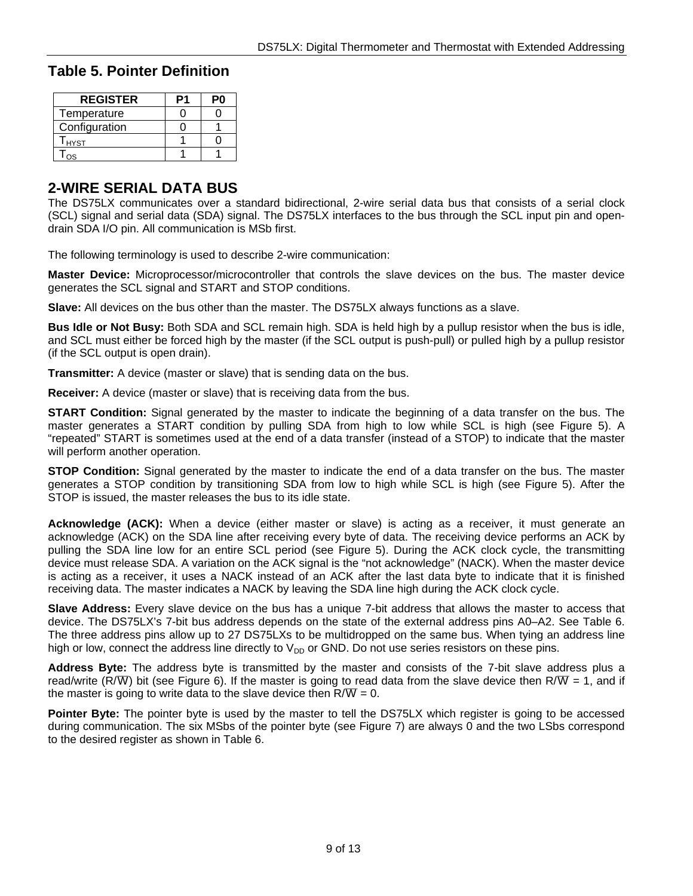## Table 5. Pointer Definition

| REGISTER | P1 | P0 |
|---|---|---|
| Temperature | 0 | 0 |
| Configuration | 0 | 1 |
| $T_{HYST}$ | 1 | 0 |
| $T_{OS}$ | 1 | 1 |

## 2-WIRE SERIAL DATA BUS

The DS75LX communicates over a standard bidirectional, 2-wire serial data bus that consists of a serial clock (SCL) signal and serial data (SDA) signal. The DS75LX interfaces to the bus through the SCL input pin and open-drain SDA I/O pin. All communication is MSb first.

The following terminology is used to describe 2-wire communication:

**Master Device:** Microprocessor/microcontroller that controls the slave devices on the bus. The master device generates the SCL signal and START and STOP conditions.

**Slave:** All devices on the bus other than the master. The DS75LX always functions as a slave.

**Bus Idle or Not Busy:** Both SDA and SCL remain high. SDA is held high by a pullup resistor when the bus is idle, and SCL must either be forced high by the master (if the SCL output is push-pull) or pulled high by a pullup resistor (if the SCL output is open drain).

**Transmitter:** A device (master or slave) that is sending data on the bus.

**Receiver:** A device (master or slave) that is receiving data from the bus.

**START Condition:** Signal generated by the master to indicate the beginning of a data transfer on the bus. The master generates a START condition by pulling SDA from high to low while SCL is high (see Figure 5). A "repeated" START is sometimes used at the end of a data transfer (instead of a STOP) to indicate that the master will perform another operation.

**STOP Condition:** Signal generated by the master to indicate the end of a data transfer on the bus. The master generates a STOP condition by transitioning SDA from low to high while SCL is high (see Figure 5). After the STOP is issued, the master releases the bus to its idle state.

**Acknowledge (ACK):** When a device (either master or slave) is acting as a receiver, it must generate an acknowledge (ACK) on the SDA line after receiving every byte of data. The receiving device performs an ACK by pulling the SDA line low for an entire SCL period (see Figure 5). During the ACK clock cycle, the transmitting device must release SDA. A variation on the ACK signal is the "not acknowledge" (NACK). When the master device is acting as a receiver, it uses a NACK instead of an ACK after the last data byte to indicate that it is finished receiving data. The master indicates a NACK by leaving the SDA line high during the ACK clock cycle.

**Slave Address:** Every slave device on the bus has a unique 7-bit address that allows the master to access that device. The DS75LX's 7-bit bus address depends on the state of the external address pins A0–A2. See Table 6. The three address pins allow up to 27 DS75LXs to be multidropped on the same bus. When tying an address line high or low, connect the address line directly to $V_{DD}$ or GND. Do not use series resistors on these pins.

**Address Byte:** The address byte is transmitted by the master and consists of the 7-bit slave address plus a read/write ($R/\overline{W}$) bit (see Figure 6). If the master is going to read data from the slave device then $R/\overline{W}$ = 1, and if the master is going to write data to the slave device then $R/\overline{W}$ = 0.

**Pointer Byte:** The pointer byte is used by the master to tell the DS75LX which register is going to be accessed during communication. The six MSbs of the pointer byte (see Figure 7) are always 0 and the two LSbs correspond to the desired register as shown in Table 6.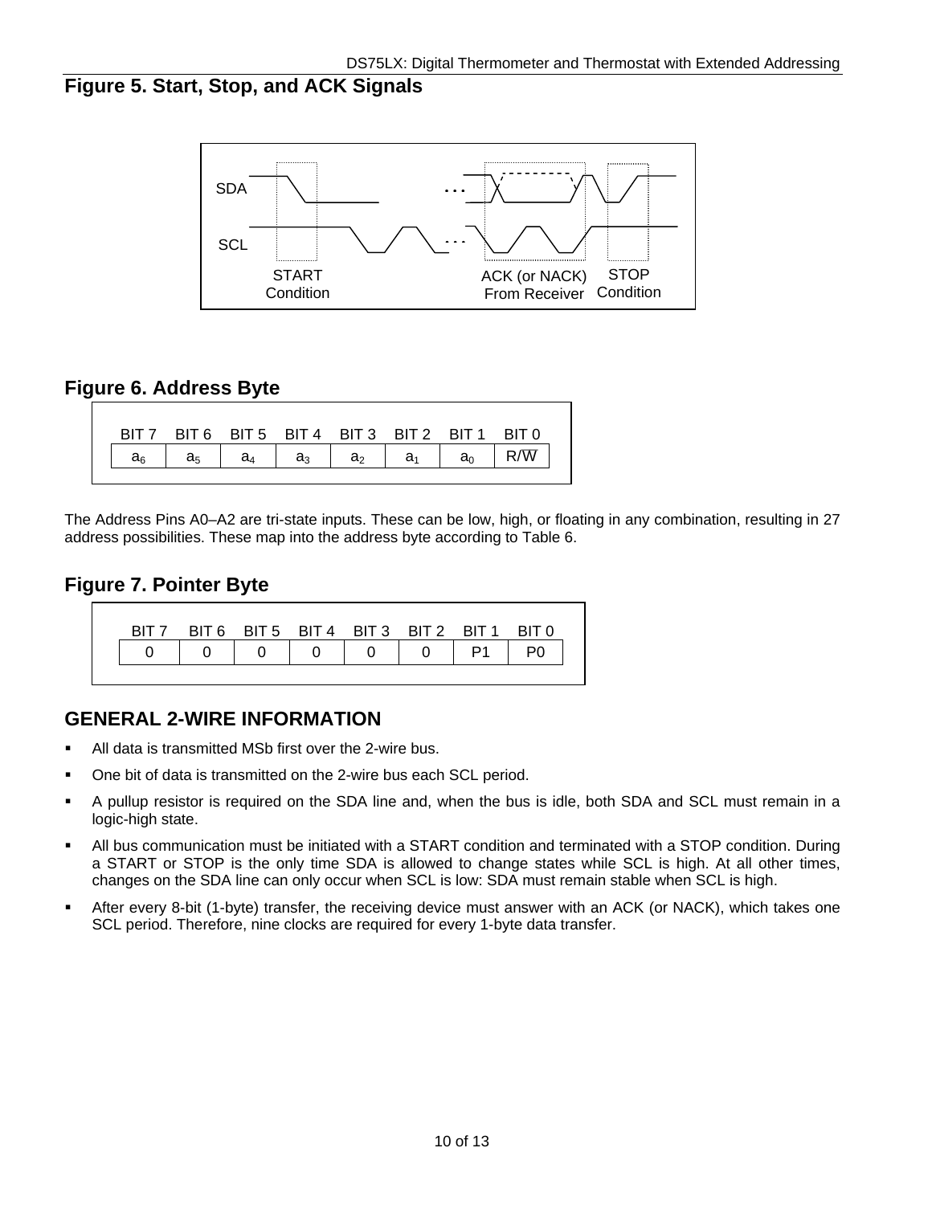## Figure 5. Start, Stop, and ACK Signals

SDA

SCL

START Condition

ACK (or NACK) From Receiver

STOP Condition

## Figure 6. Address Byte

| BIT 7 | BIT 6 | BIT 5 | BIT 4 | BIT 3 | BIT 2 | BIT 1 | BIT 0 |
|---|---|---|---|---|---|---|---|
| $a_6$ | $a_5$ | $a_4$ | $a_3$ | $a_2$ | $a_1$ | $a_0$ | R/$\overline{W}$ |

The Address Pins A0–A2 are tri-state inputs. These can be low, high, or floating in any combination, resulting in 27 address possibilities. These map into the address byte according to Table 6.

## Figure 7. Pointer Byte

| BIT 7 | BIT 6 | BIT 5 | BIT 4 | BIT 3 | BIT 2 | BIT 1 | BIT 0 |
|---|---|---|---|---|---|---|---|
| 0 | 0 | 0 | 0 | 0 | 0 | P1 | P0 |

## GENERAL 2-WIRE INFORMATION

- All data is transmitted MSb first over the 2-wire bus.
- One bit of data is transmitted on the 2-wire bus each SCL period.
- A pullup resistor is required on the SDA line and, when the bus is idle, both SDA and SCL must remain in a logic-high state.
- All bus communication must be initiated with a START condition and terminated with a STOP condition. During a START or STOP is the only time SDA is allowed to change states while SCL is high. At all other times, changes on the SDA line can only occur when SCL is low: SDA must remain stable when SCL is high.
- After every 8-bit (1-byte) transfer, the receiving device must answer with an ACK (or NACK), which takes one SCL period. Therefore, nine clocks are required for every 1-byte data transfer.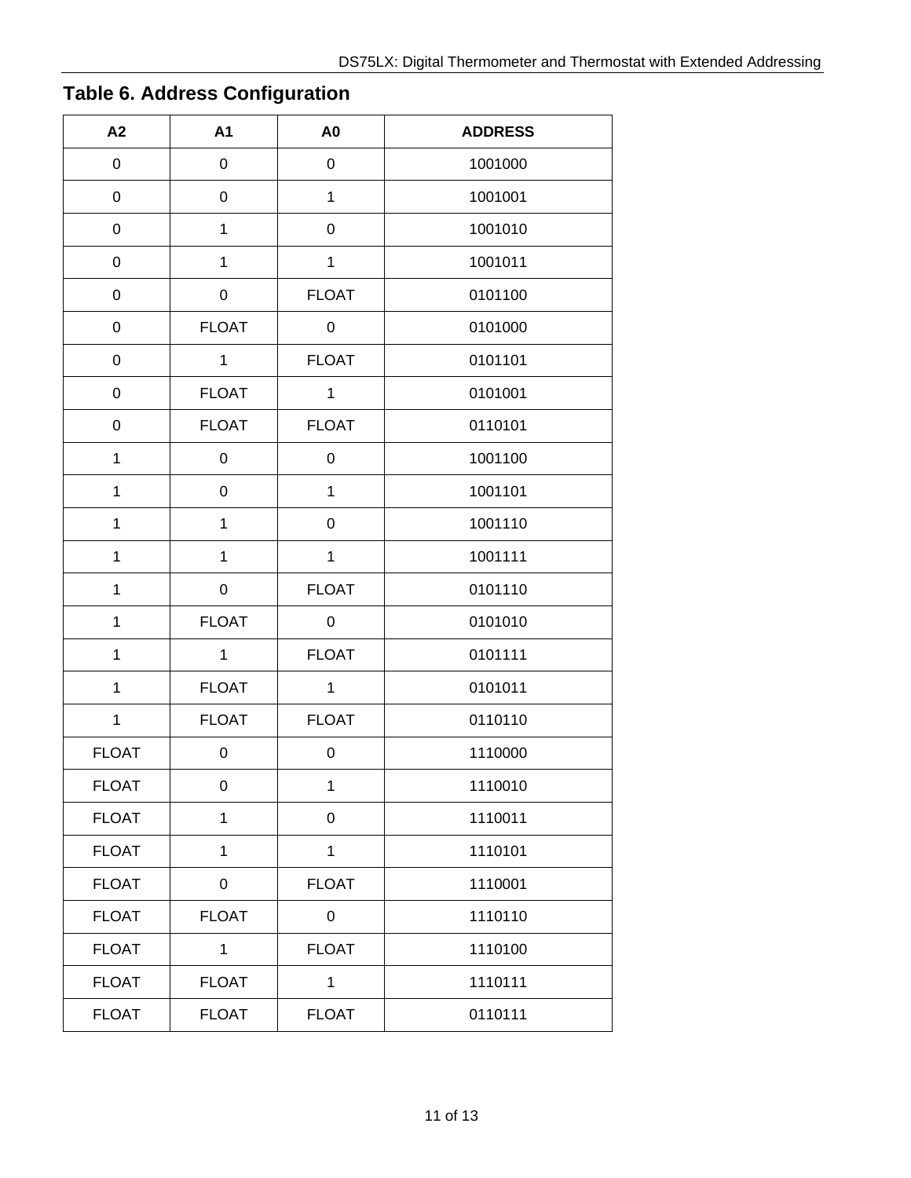## Table 6. Address Configuration

| A2 | A1 | A0 | ADDRESS |
|---|---|---|---|
| 0 | 0 | 0 | 1001000 |
| 0 | 0 | 1 | 1001001 |
| 0 | 1 | 0 | 1001010 |
| 0 | 1 | 1 | 1001011 |
| 0 | 0 | FLOAT | 0101100 |
| 0 | FLOAT | 0 | 0101000 |
| 0 | 1 | FLOAT | 0101101 |
| 0 | FLOAT | 1 | 0101001 |
| 0 | FLOAT | FLOAT | 0110101 |
| 1 | 0 | 0 | 1001100 |
| 1 | 0 | 1 | 1001101 |
| 1 | 1 | 0 | 1001110 |
| 1 | 1 | 1 | 1001111 |
| 1 | 0 | FLOAT | 0101110 |
| 1 | FLOAT | 0 | 0101010 |
| 1 | 1 | FLOAT | 0101111 |
| 1 | FLOAT | 1 | 0101011 |
| 1 | FLOAT | FLOAT | 0110110 |
| FLOAT | 0 | 0 | 1110000 |
| FLOAT | 0 | 1 | 1110010 |
| FLOAT | 1 | 0 | 1110011 |
| FLOAT | 1 | 1 | 1110101 |
| FLOAT | 0 | FLOAT | 1110001 |
| FLOAT | FLOAT | 0 | 1110110 |
| FLOAT | 1 | FLOAT | 1110100 |
| FLOAT | FLOAT | 1 | 1110111 |
| FLOAT | FLOAT | FLOAT | 0110111 |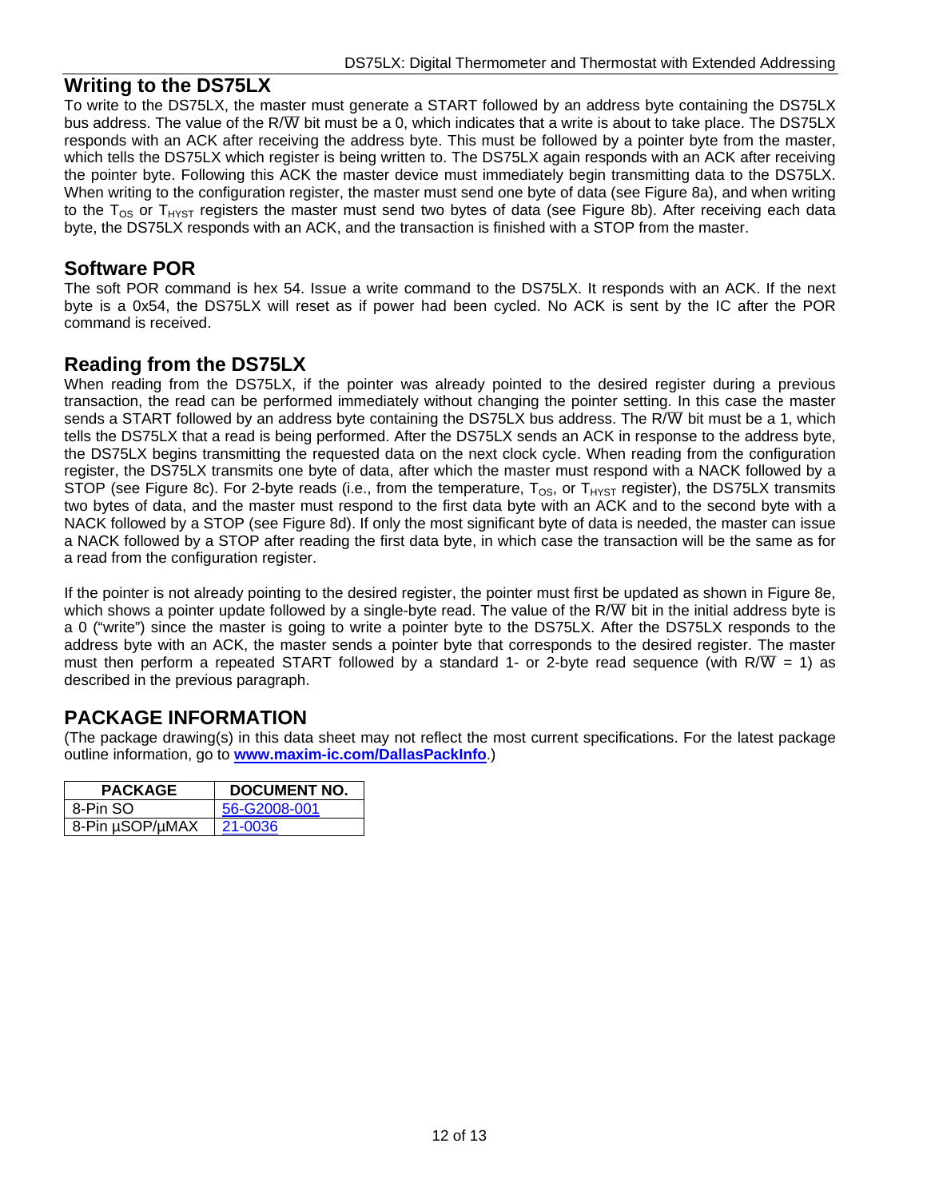## Writing to the DS75LX

To write to the DS75LX, the master must generate a START followed by an address byte containing the DS75LX bus address. The value of the R/$\overline{W}$ bit must be a 0, which indicates that a write is about to take place. The DS75LX responds with an ACK after receiving the address byte. This must be followed by a pointer byte from the master, which tells the DS75LX which register is being written to. The DS75LX again responds with an ACK after receiving the pointer byte. Following this ACK the master device must immediately begin transmitting data to the DS75LX. When writing to the configuration register, the master must send one byte of data (see Figure 8a), and when writing to the $T_{OS}$ or $T_{HYST}$ registers the master must send two bytes of data (see Figure 8b). After receiving each data byte, the DS75LX responds with an ACK, and the transaction is finished with a STOP from the master.

## Software POR

The soft POR command is hex 54. Issue a write command to the DS75LX. It responds with an ACK. If the next byte is a 0x54, the DS75LX will reset as if power had been cycled. No ACK is sent by the IC after the POR command is received.

## Reading from the DS75LX

When reading from the DS75LX, if the pointer was already pointed to the desired register during a previous transaction, the read can be performed immediately without changing the pointer setting. In this case the master sends a START followed by an address byte containing the DS75LX bus address. The R/$\overline{W}$ bit must be a 1, which tells the DS75LX that a read is being performed. After the DS75LX sends an ACK in response to the address byte, the DS75LX begins transmitting the requested data on the next clock cycle. When reading from the configuration register, the DS75LX transmits one byte of data, after which the master must respond with a NACK followed by a STOP (see Figure 8c). For 2-byte reads (i.e., from the temperature, $T_{OS}$, or $T_{HYST}$ register), the DS75LX transmits two bytes of data, and the master must respond to the first data byte with an ACK and to the second byte with a NACK followed by a STOP (see Figure 8d). If only the most significant byte of data is needed, the master can issue a NACK followed by a STOP after reading the first data byte, in which case the transaction will be the same as for a read from the configuration register.

If the pointer is not already pointing to the desired register, the pointer must first be updated as shown in Figure 8e, which shows a pointer update followed by a single-byte read. The value of the R/$\overline{W}$ bit in the initial address byte is a 0 ("write") since the master is going to write a pointer byte to the DS75LX. After the DS75LX responds to the address byte with an ACK, the master sends a pointer byte that corresponds to the desired register. The master must then perform a repeated START followed by a standard 1- or 2-byte read sequence (with R/$\overline{W}$ = 1) as described in the previous paragraph.

## PACKAGE INFORMATION

(The package drawing(s) in this data sheet may not reflect the most current specifications. For the latest package outline information, go to **www.maxim-ic.com/DallasPackInfo**.)

| PACKAGE | DOCUMENT NO. |
|---|---|
| 8-Pin SO | 56-G2008-001 |
| 8-Pin µSOP/µMAX | 21-0036 |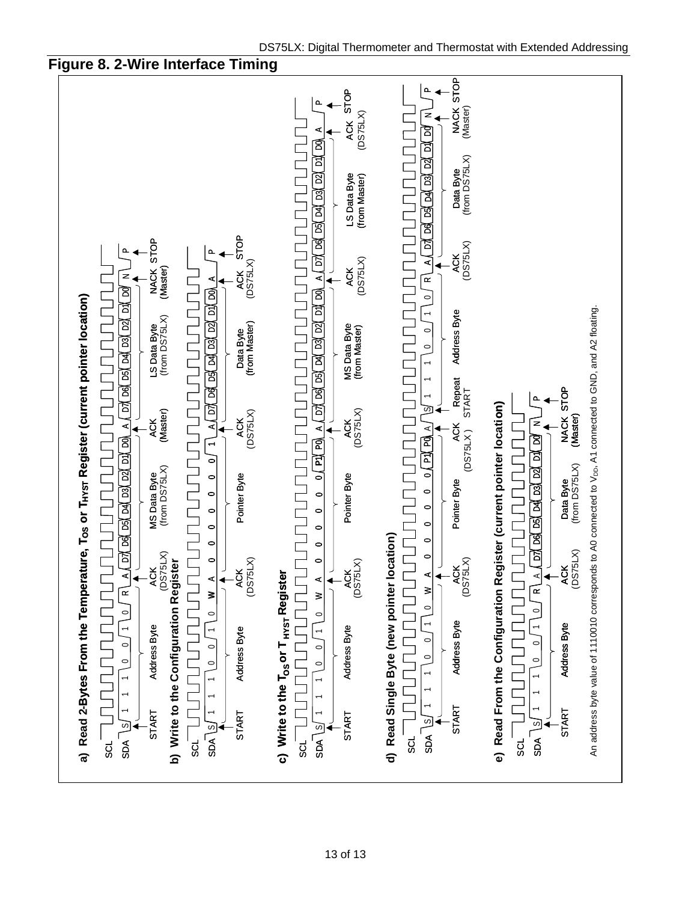## Figure 8. 2-Wire Interface Timing

**a) Read 2-Bytes From the Temperature, $T_{OS}$ or $T_{HYST}$ Register (current pointer location)**

SCL

SDA S 1 1 1 0 0 1 0 R A D7 D6 D5 D4 D3 D2 D1 D0 A D7 D6 D5 D4 D3 D2 D1 D0 N P

START Address Byte ACK (DS75LX) MS Data Byte (from DS75LX) ACK (Master) LS Data Byte (from DS75LX) NACK (Master) STOP

**b) Write to the Configuration Register**

SCL

SDA S 1 1 1 0 0 1 0 W A 0 0 0 0 0 0 0 1 A D7 D6 D5 D4 D3 D2 D1 D0 A P

START Address Byte ACK (DS75LX) Pointer Byte ACK (DS75LX) Data Byte (from Master) ACK (DS75LX) STOP

**c) Write to the $T_{OS}$ or $T_{HYST}$ Register**

SCL

SDA S 1 1 1 0 0 1 0 W A 0 0 0 0 0 0 P1 P0 A D7 D6 D5 D4 D3 D2 D1 D0 A D7 D6 D5 D4 D3 D2 D1 D0 A P

START Address Byte ACK (DS75LX) Pointer Byte ACK (DS75LX) MS Data Byte (from Master) ACK (DS75LX) LS Data Byte (from Master) ACK (DS75LX) STOP

**d) Read Single Byte (new pointer location)**

SCL

SDA S 1 1 1 0 0 1 0 W A 0 0 0 0 0 0 P1 P0 A S 1 1 1 0 0 1 0 R A D7 D6 D5 D4 D3 D2 D1 D0 N P

START Address Byte ACK (DS75LX) Pointer Byte ACK (DS75LX) Repeat START Address Byte ACK (DS75LX) Data Byte (from DS75LX) NACK (Master) STOP

**e) Read From the Configuration Register (current pointer location)**

SCL

SDA S 1 1 1 0 0 1 0 R A D7 D6 D5 D4 D3 D2 D1 D0 N P

START Address Byte ACK (DS75LX) Data Byte (from DS75LX) NACK (Master) STOP

An address byte value of 1110010 corresponds to A0 connected to $V_{DD}$, A1 connected to GND, and A2 floating.